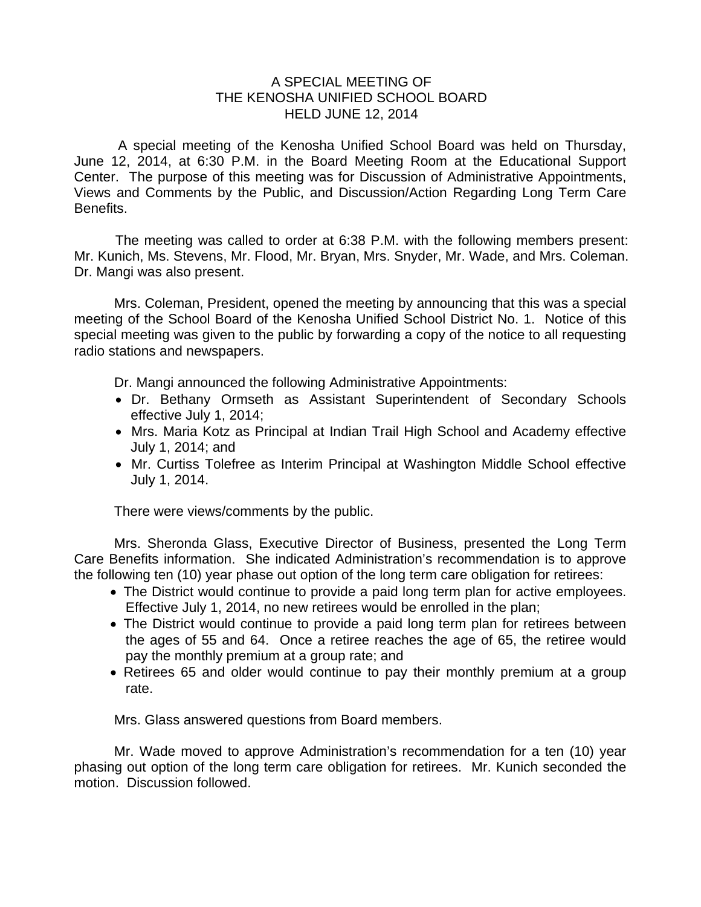# A SPECIAL MEETING OF THE KENOSHA UNIFIED SCHOOL BOARD HELD JUNE 12, 2014

A special meeting of the Kenosha Unified School Board was held on Thursday, June 12, 2014, at 6:30 P.M. in the Board Meeting Room at the Educational Support Center. The purpose of this meeting was for Discussion of Administrative Appointments, Views and Comments by the Public, and Discussion/Action Regarding Long Term Care Benefits.

The meeting was called to order at 6:38 P.M. with the following members present: Mr. Kunich, Ms. Stevens, Mr. Flood, Mr. Bryan, Mrs. Snyder, Mr. Wade, and Mrs. Coleman. Dr. Mangi was also present.

Mrs. Coleman, President, opened the meeting by announcing that this was a special meeting of the School Board of the Kenosha Unified School District No. 1. Notice of this special meeting was given to the public by forwarding a copy of the notice to all requesting radio stations and newspapers.

Dr. Mangi announced the following Administrative Appointments:

- Dr. Bethany Ormseth as Assistant Superintendent of Secondary Schools effective July 1, 2014;
- Mrs. Maria Kotz as Principal at Indian Trail High School and Academy effective July 1, 2014; and
- Mr. Curtiss Tolefree as Interim Principal at Washington Middle School effective July 1, 2014.

There were views/comments by the public.

Mrs. Sheronda Glass, Executive Director of Business, presented the Long Term Care Benefits information. She indicated Administration's recommendation is to approve the following ten (10) year phase out option of the long term care obligation for retirees:

- The District would continue to provide a paid long term plan for active employees. Effective July 1, 2014, no new retirees would be enrolled in the plan;
- The District would continue to provide a paid long term plan for retirees between the ages of 55 and 64. Once a retiree reaches the age of 65, the retiree would pay the monthly premium at a group rate; and
- Retirees 65 and older would continue to pay their monthly premium at a group rate.

Mrs. Glass answered questions from Board members.

Mr. Wade moved to approve Administration's recommendation for a ten (10) year phasing out option of the long term care obligation for retirees. Mr. Kunich seconded the motion. Discussion followed.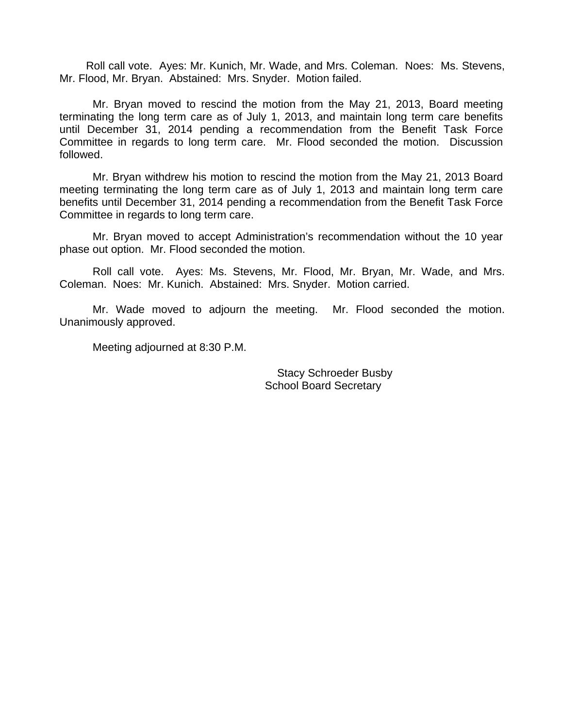Roll call vote. Ayes: Mr. Kunich, Mr. Wade, and Mrs. Coleman. Noes: Ms. Stevens, Mr. Flood, Mr. Bryan. Abstained: Mrs. Snyder. Motion failed.

Mr. Bryan moved to rescind the motion from the May 21, 2013, Board meeting terminating the long term care as of July 1, 2013, and maintain long term care benefits until December 31, 2014 pending a recommendation from the Benefit Task Force Committee in regards to long term care. Mr. Flood seconded the motion. Discussion followed.

Mr. Bryan withdrew his motion to rescind the motion from the May 21, 2013 Board meeting terminating the long term care as of July 1, 2013 and maintain long term care benefits until December 31, 2014 pending a recommendation from the Benefit Task Force Committee in regards to long term care.

Mr. Bryan moved to accept Administration's recommendation without the 10 year phase out option. Mr. Flood seconded the motion.

Roll call vote. Ayes: Ms. Stevens, Mr. Flood, Mr. Bryan, Mr. Wade, and Mrs. Coleman. Noes: Mr. Kunich. Abstained: Mrs. Snyder. Motion carried.

Mr. Wade moved to adjourn the meeting. Mr. Flood seconded the motion. Unanimously approved.

Meeting adjourned at 8:30 P.M.

Stacy Schroeder Busby
School Board Secretary